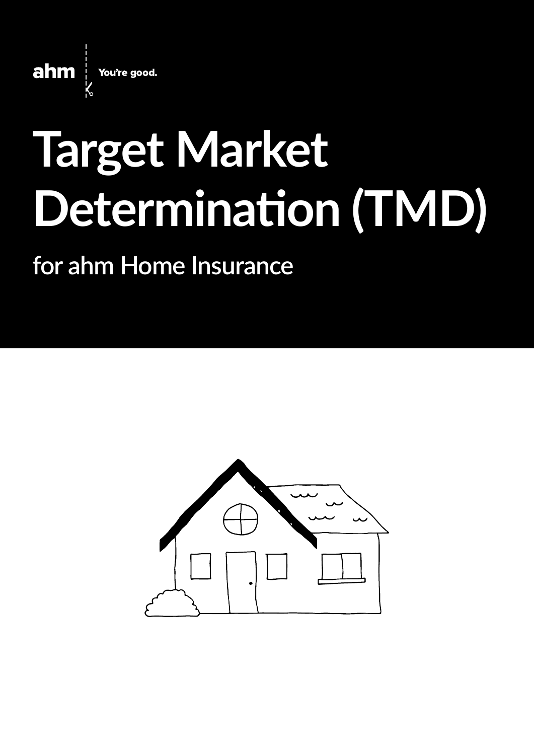ahm | You're good.

# Target Market Determination (TMD)

## for ahm Home Insurance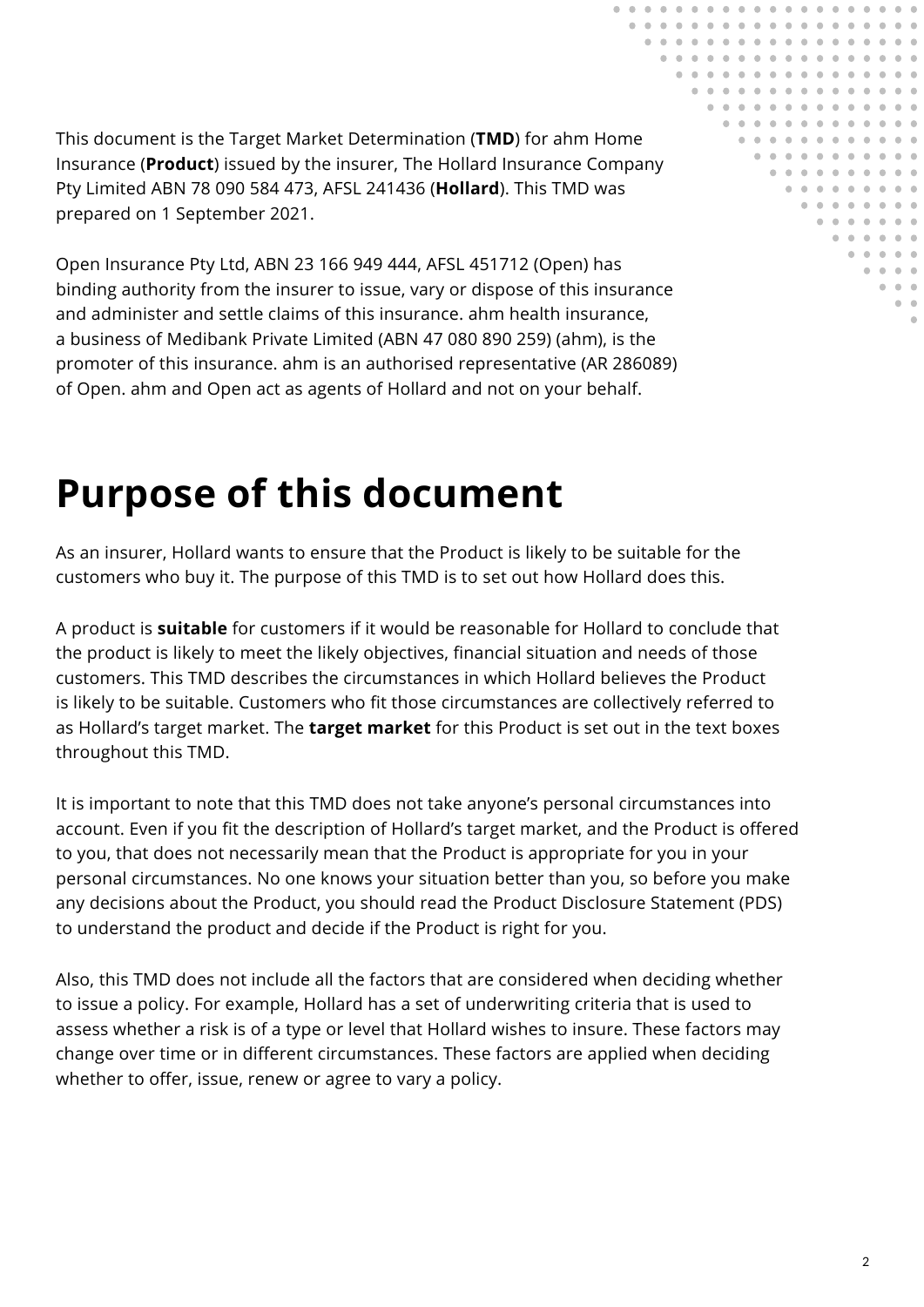This document is the Target Market Determination (**TMD**) for ahm Home Insurance (**Product**) issued by the insurer, The Hollard Insurance Company Pty Limited ABN 78 090 584 473, AFSL 241436 (**Hollard**). This TMD was prepared on 1 September 2021.

Open Insurance Pty Ltd, ABN 23 166 949 444, AFSL 451712 (Open) has binding authority from the insurer to issue, vary or dispose of this insurance and administer and settle claims of this insurance. ahm health insurance, a business of Medibank Private Limited (ABN 47 080 890 259) (ahm), is the promoter of this insurance. ahm is an authorised representative (AR 286089) of Open. ahm and Open act as agents of Hollard and not on your behalf.

# Purpose of this document

As an insurer, Hollard wants to ensure that the Product is likely to be suitable for the customers who buy it. The purpose of this TMD is to set out how Hollard does this.

A product is **suitable** for customers if it would be reasonable for Hollard to conclude that the product is likely to meet the likely objectives, financial situation and needs of those customers. This TMD describes the circumstances in which Hollard believes the Product is likely to be suitable. Customers who fit those circumstances are collectively referred to as Hollard's target market. The **target market** for this Product is set out in the text boxes throughout this TMD.

It is important to note that this TMD does not take anyone's personal circumstances into account. Even if you fit the description of Hollard's target market, and the Product is offered to you, that does not necessarily mean that the Product is appropriate for you in your personal circumstances. No one knows your situation better than you, so before you make any decisions about the Product, you should read the Product Disclosure Statement (PDS) to understand the product and decide if the Product is right for you.

Also, this TMD does not include all the factors that are considered when deciding whether to issue a policy. For example, Hollard has a set of underwriting criteria that is used to assess whether a risk is of a type or level that Hollard wishes to insure. These factors may change over time or in different circumstances. These factors are applied when deciding whether to offer, issue, renew or agree to vary a policy.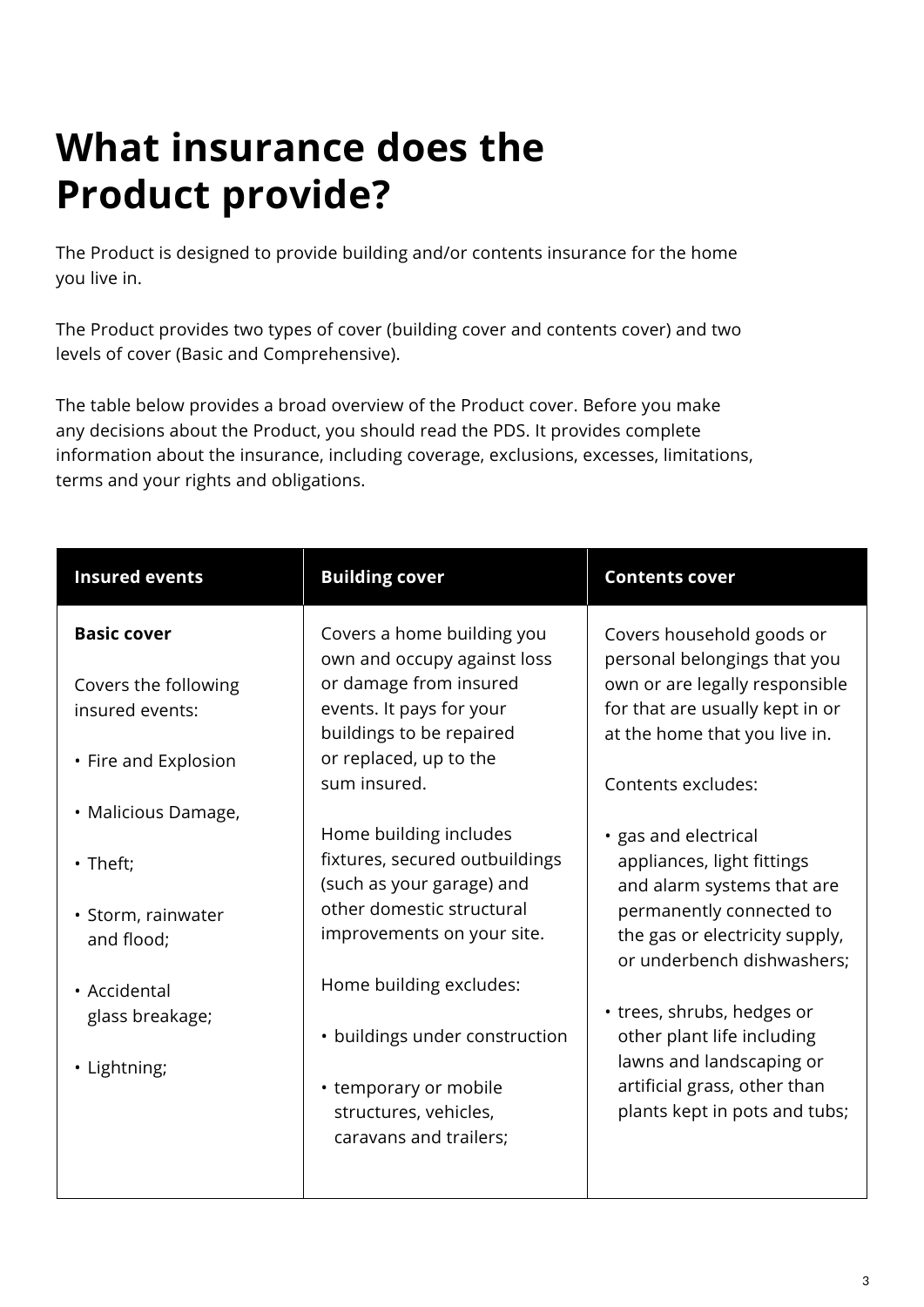# What insurance does the Product provide?

The Product is designed to provide building and/or contents insurance for the home you live in.

The Product provides two types of cover (building cover and contents cover) and two levels of cover (Basic and Comprehensive).

The table below provides a broad overview of the Product cover. Before you make any decisions about the Product, you should read the PDS. It provides complete information about the insurance, including coverage, exclusions, excesses, limitations, terms and your rights and obligations.

| Insured events | Building cover | Contents cover |
|---|---|---|
| **Basic cover**<br><br>Covers the following insured events:<br><br>• Fire and Explosion<br><br>• Malicious Damage,<br><br>• Theft;<br><br>• Storm, rainwater and flood;<br><br>• Accidental glass breakage;<br><br>• Lightning; | Covers a home building you own and occupy against loss or damage from insured events. It pays for your buildings to be repaired or replaced, up to the sum insured.<br><br>Home building includes fixtures, secured outbuildings (such as your garage) and other domestic structural improvements on your site.<br><br>Home building excludes:<br><br>• buildings under construction<br><br>• temporary or mobile structures, vehicles, caravans and trailers; | Covers household goods or personal belongings that you own or are legally responsible for that are usually kept in or at the home that you live in.<br><br>Contents excludes:<br><br>• gas and electrical appliances, light fittings and alarm systems that are permanently connected to the gas or electricity supply, or underbench dishwashers;<br><br>• trees, shrubs, hedges or other plant life including lawns and landscaping or artificial grass, other than plants kept in pots and tubs; |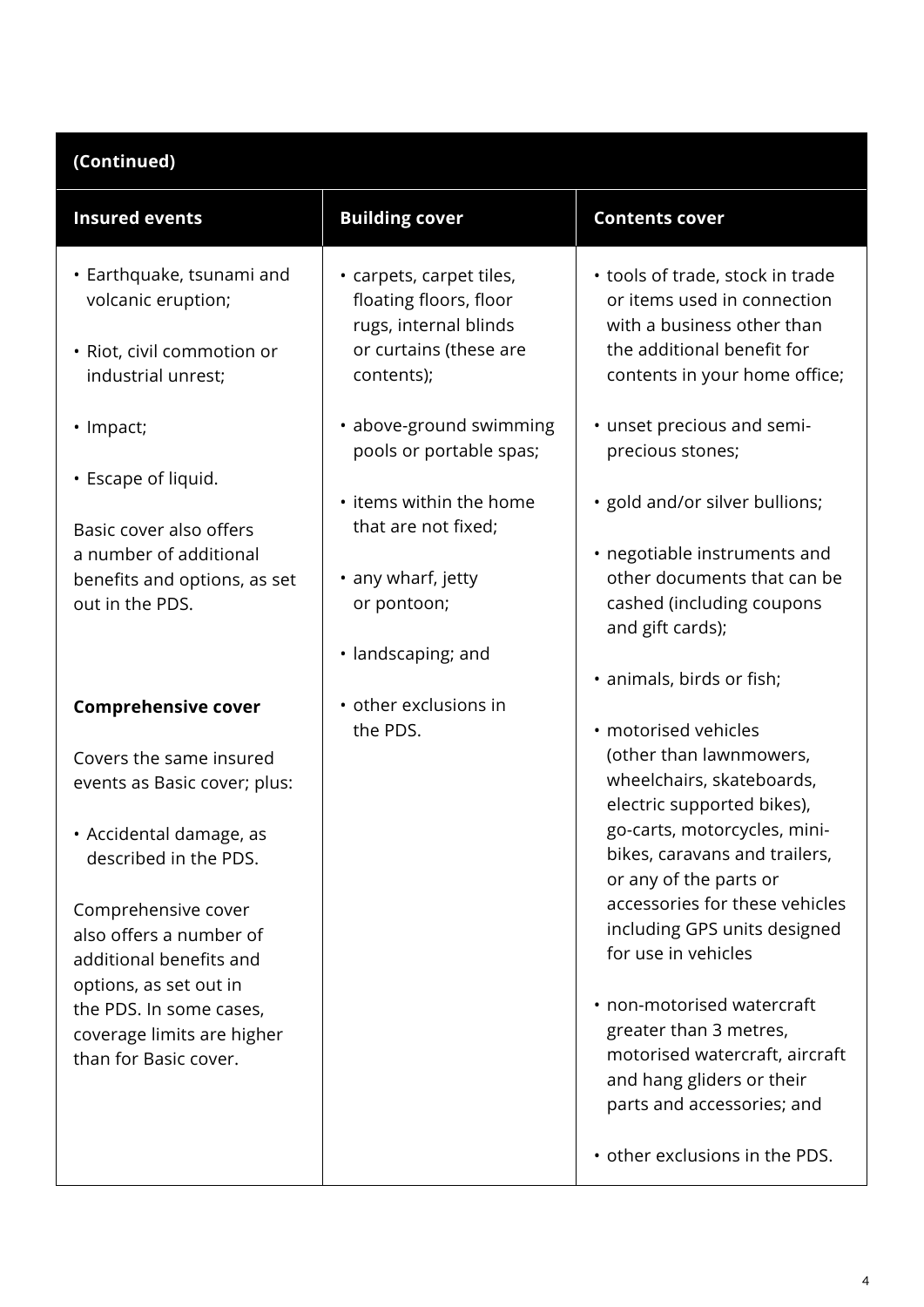| (Continued) | | |
|---|---|---|
| **Insured events** | **Building cover** | **Contents cover** |
| • Earthquake, tsunami and volcanic eruption;<br><br>• Riot, civil commotion or industrial unrest;<br><br>• Impact;<br><br>• Escape of liquid.<br><br>Basic cover also offers a number of additional benefits and options, as set out in the PDS.<br><br>**Comprehensive cover**<br><br>Covers the same insured events as Basic cover; plus:<br><br>• Accidental damage, as described in the PDS.<br><br>Comprehensive cover also offers a number of additional benefits and options, as set out in the PDS. In some cases, coverage limits are higher than for Basic cover. | • carpets, carpet tiles, floating floors, floor rugs, internal blinds or curtains (these are contents);<br><br>• above-ground swimming pools or portable spas;<br><br>• items within the home that are not fixed;<br><br>• any wharf, jetty or pontoon;<br><br>• landscaping; and<br><br>• other exclusions in the PDS. | • tools of trade, stock in trade or items used in connection with a business other than the additional benefit for contents in your home office;<br><br>• unset precious and semi-precious stones;<br><br>• gold and/or silver bullions;<br><br>• negotiable instruments and other documents that can be cashed (including coupons and gift cards);<br><br>• animals, birds or fish;<br><br>• motorised vehicles (other than lawnmowers, wheelchairs, skateboards, electric supported bikes), go-carts, motorcycles, mini-bikes, caravans and trailers, or any of the parts or accessories for these vehicles including GPS units designed for use in vehicles<br><br>• non-motorised watercraft greater than 3 metres, motorised watercraft, aircraft and hang gliders or their parts and accessories; and<br><br>• other exclusions in the PDS. |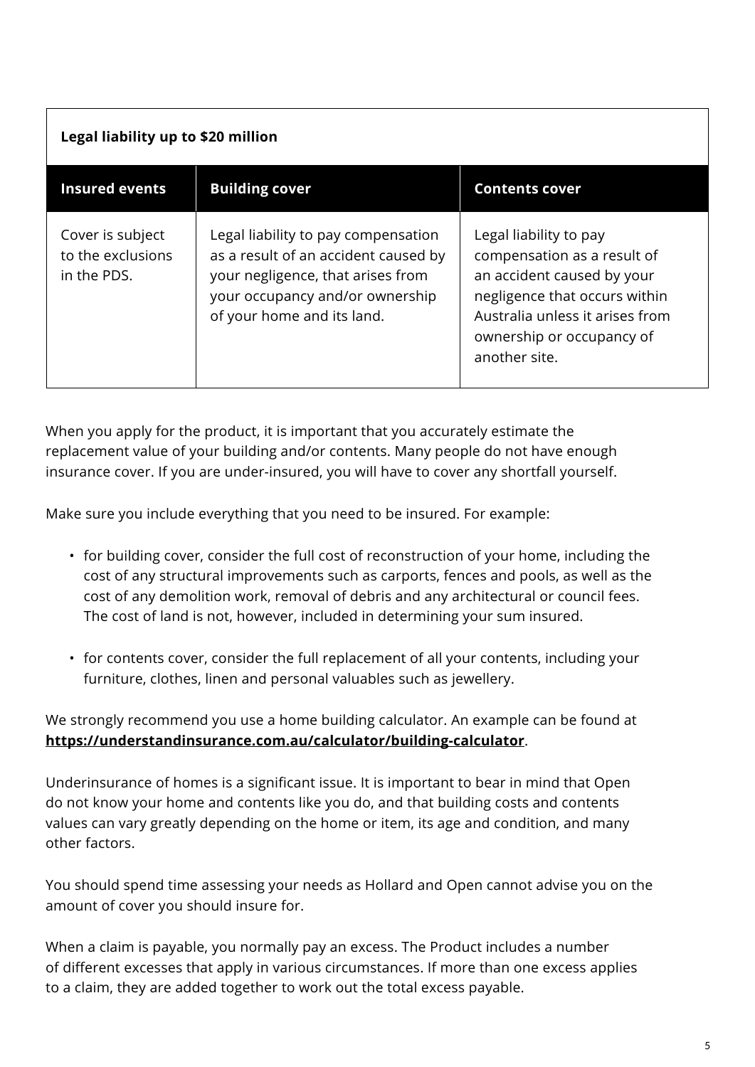| **Legal liability up to $20 million** | | |
|---|---|---|
| **Insured events** | **Building cover** | **Contents cover** |
| Cover is subject to the exclusions in the PDS. | Legal liability to pay compensation as a result of an accident caused by your negligence, that arises from your occupancy and/or ownership of your home and its land. | Legal liability to pay compensation as a result of an accident caused by your negligence that occurs within Australia unless it arises from ownership or occupancy of another site. |

When you apply for the product, it is important that you accurately estimate the replacement value of your building and/or contents. Many people do not have enough insurance cover. If you are under-insured, you will have to cover any shortfall yourself.

Make sure you include everything that you need to be insured. For example:

- for building cover, consider the full cost of reconstruction of your home, including the cost of any structural improvements such as carports, fences and pools, as well as the cost of any demolition work, removal of debris and any architectural or council fees. The cost of land is not, however, included in determining your sum insured.
- for contents cover, consider the full replacement of all your contents, including your furniture, clothes, linen and personal valuables such as jewellery.

We strongly recommend you use a home building calculator. An example can be found at **https://understandinsurance.com.au/calculator/building-calculator**.

Underinsurance of homes is a significant issue. It is important to bear in mind that Open do not know your home and contents like you do, and that building costs and contents values can vary greatly depending on the home or item, its age and condition, and many other factors.

You should spend time assessing your needs as Hollard and Open cannot advise you on the amount of cover you should insure for.

When a claim is payable, you normally pay an excess. The Product includes a number of different excesses that apply in various circumstances. If more than one excess applies to a claim, they are added together to work out the total excess payable.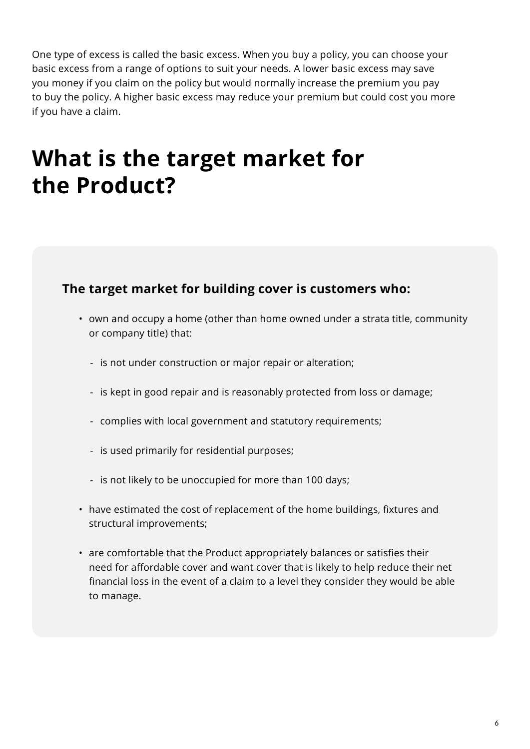One type of excess is called the basic excess. When you buy a policy, you can choose your basic excess from a range of options to suit your needs. A lower basic excess may save you money if you claim on the policy but would normally increase the premium you pay to buy the policy. A higher basic excess may reduce your premium but could cost you more if you have a claim.

# What is the target market for the Product?

**The target market for building cover is customers who:**

- own and occupy a home (other than home owned under a strata title, community or company title) that:
  - is not under construction or major repair or alteration;
  - is kept in good repair and is reasonably protected from loss or damage;
  - complies with local government and statutory requirements;
  - is used primarily for residential purposes;
  - is not likely to be unoccupied for more than 100 days;
- have estimated the cost of replacement of the home buildings, fixtures and structural improvements;
- are comfortable that the Product appropriately balances or satisfies their need for affordable cover and want cover that is likely to help reduce their net financial loss in the event of a claim to a level they consider they would be able to manage.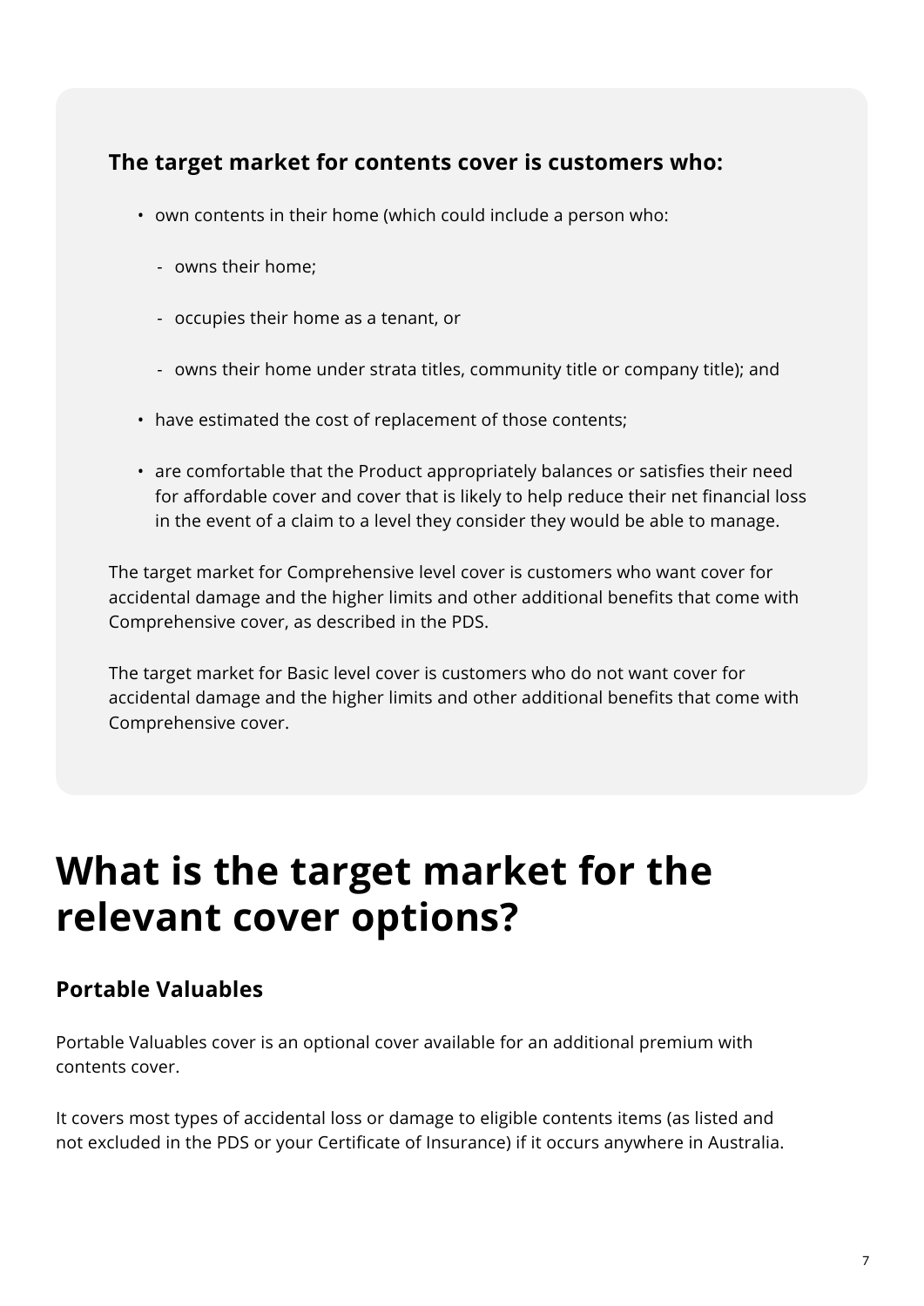**The target market for contents cover is customers who:**

- own contents in their home (which could include a person who:
  - owns their home;
  - occupies their home as a tenant, or
  - owns their home under strata titles, community title or company title); and
- have estimated the cost of replacement of those contents;
- are comfortable that the Product appropriately balances or satisfies their need for affordable cover and cover that is likely to help reduce their net financial loss in the event of a claim to a level they consider they would be able to manage.

The target market for Comprehensive level cover is customers who want cover for accidental damage and the higher limits and other additional benefits that come with Comprehensive cover, as described in the PDS.

The target market for Basic level cover is customers who do not want cover for accidental damage and the higher limits and other additional benefits that come with Comprehensive cover.

# What is the target market for the relevant cover options?

## Portable Valuables

Portable Valuables cover is an optional cover available for an additional premium with contents cover.

It covers most types of accidental loss or damage to eligible contents items (as listed and not excluded in the PDS or your Certificate of Insurance) if it occurs anywhere in Australia.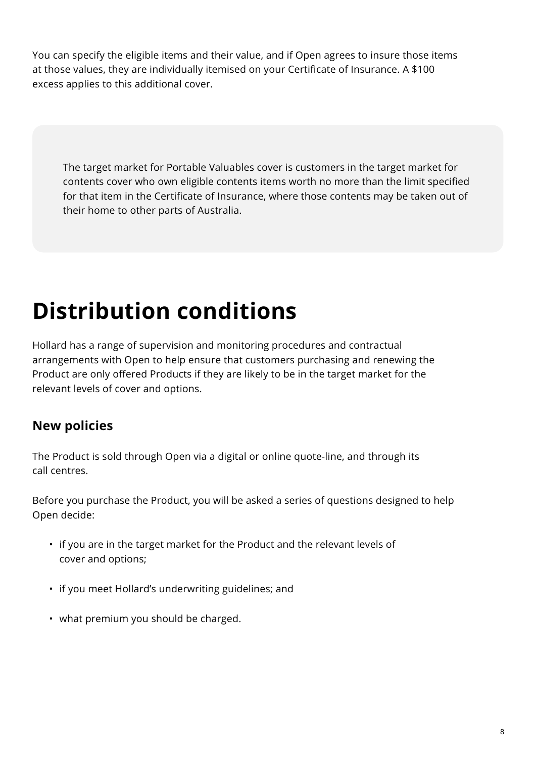You can specify the eligible items and their value, and if Open agrees to insure those items at those values, they are individually itemised on your Certificate of Insurance. A $100 excess applies to this additional cover.

> The target market for Portable Valuables cover is customers in the target market for contents cover who own eligible contents items worth no more than the limit specified for that item in the Certificate of Insurance, where those contents may be taken out of their home to other parts of Australia.

# Distribution conditions

Hollard has a range of supervision and monitoring procedures and contractual arrangements with Open to help ensure that customers purchasing and renewing the Product are only offered Products if they are likely to be in the target market for the relevant levels of cover and options.

## New policies

The Product is sold through Open via a digital or online quote-line, and through its call centres.

Before you purchase the Product, you will be asked a series of questions designed to help Open decide:

- if you are in the target market for the Product and the relevant levels of cover and options;
- if you meet Hollard's underwriting guidelines; and
- what premium you should be charged.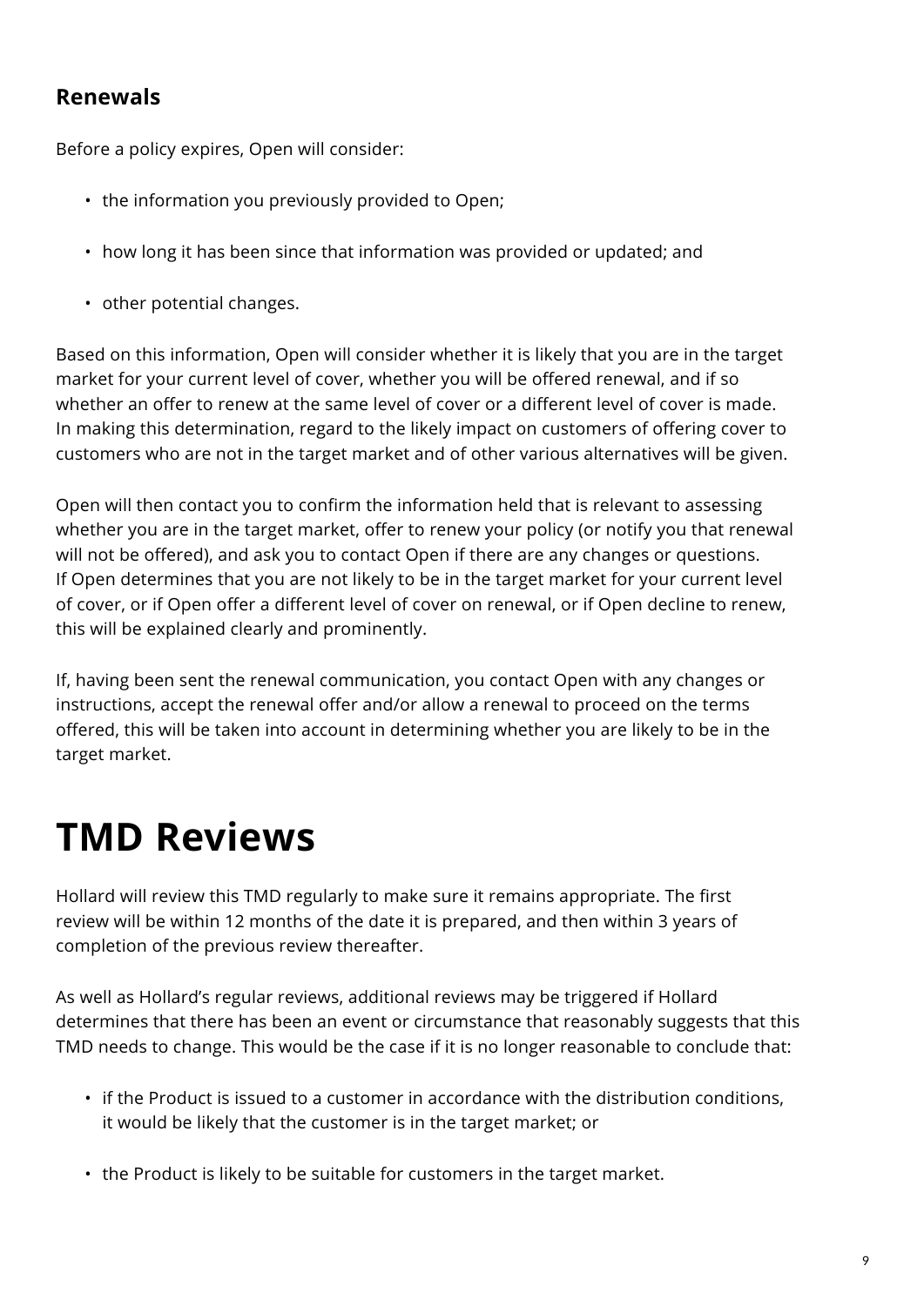### Renewals

Before a policy expires, Open will consider:

- the information you previously provided to Open;
- how long it has been since that information was provided or updated; and
- other potential changes.

Based on this information, Open will consider whether it is likely that you are in the target market for your current level of cover, whether you will be offered renewal, and if so whether an offer to renew at the same level of cover or a different level of cover is made. In making this determination, regard to the likely impact on customers of offering cover to customers who are not in the target market and of other various alternatives will be given.

Open will then contact you to confirm the information held that is relevant to assessing whether you are in the target market, offer to renew your policy (or notify you that renewal will not be offered), and ask you to contact Open if there are any changes or questions. If Open determines that you are not likely to be in the target market for your current level of cover, or if Open offer a different level of cover on renewal, or if Open decline to renew, this will be explained clearly and prominently.

If, having been sent the renewal communication, you contact Open with any changes or instructions, accept the renewal offer and/or allow a renewal to proceed on the terms offered, this will be taken into account in determining whether you are likely to be in the target market.

# TMD Reviews

Hollard will review this TMD regularly to make sure it remains appropriate. The first review will be within 12 months of the date it is prepared, and then within 3 years of completion of the previous review thereafter.

As well as Hollard's regular reviews, additional reviews may be triggered if Hollard determines that there has been an event or circumstance that reasonably suggests that this TMD needs to change. This would be the case if it is no longer reasonable to conclude that:

- if the Product is issued to a customer in accordance with the distribution conditions, it would be likely that the customer is in the target market; or
- the Product is likely to be suitable for customers in the target market.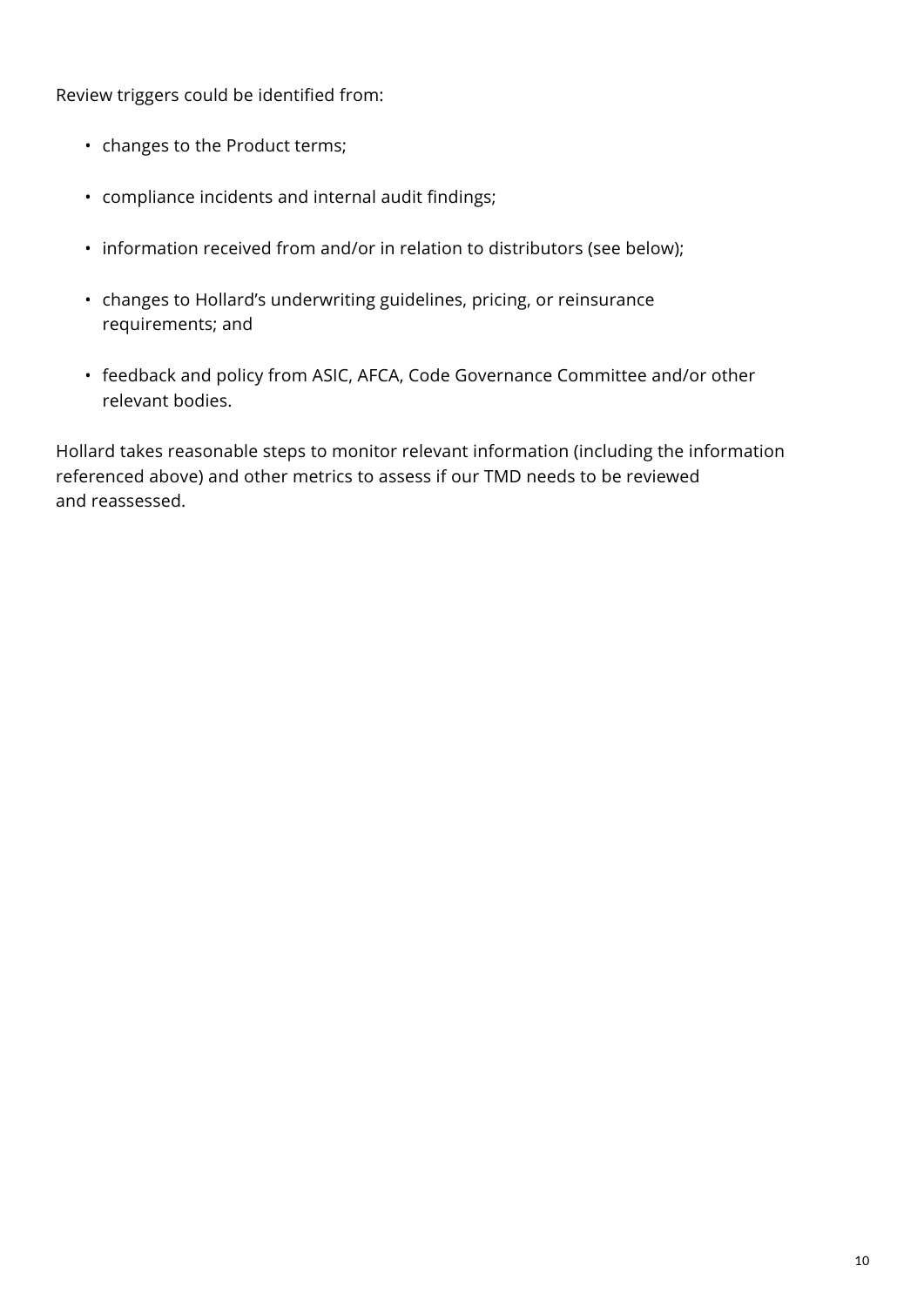Review triggers could be identified from:

- changes to the Product terms;
- compliance incidents and internal audit findings;
- information received from and/or in relation to distributors (see below);
- changes to Hollard's underwriting guidelines, pricing, or reinsurance requirements; and
- feedback and policy from ASIC, AFCA, Code Governance Committee and/or other relevant bodies.

Hollard takes reasonable steps to monitor relevant information (including the information referenced above) and other metrics to assess if our TMD needs to be reviewed and reassessed.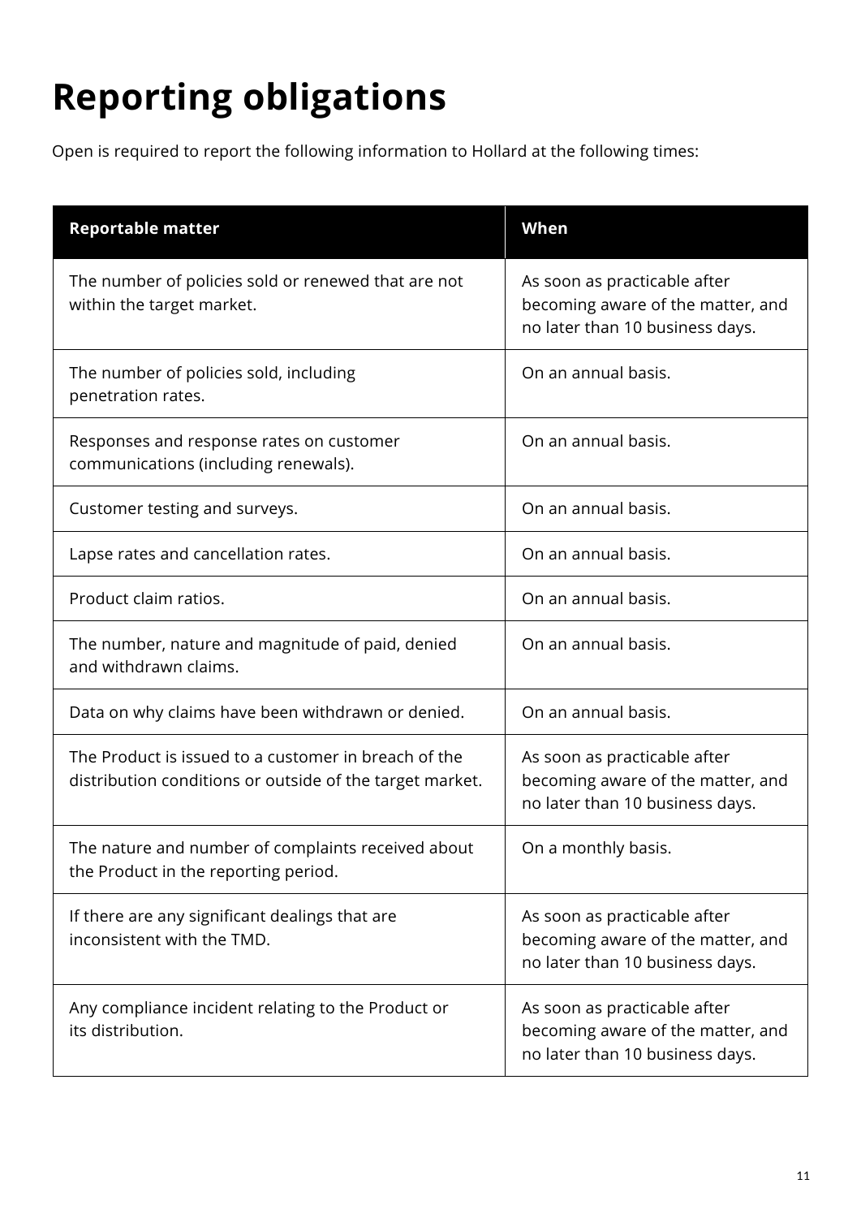# Reporting obligations

Open is required to report the following information to Hollard at the following times:

| Reportable matter | When |
|---|---|
| The number of policies sold or renewed that are not within the target market. | As soon as practicable after becoming aware of the matter, and no later than 10 business days. |
| The number of policies sold, including penetration rates. | On an annual basis. |
| Responses and response rates on customer communications (including renewals). | On an annual basis. |
| Customer testing and surveys. | On an annual basis. |
| Lapse rates and cancellation rates. | On an annual basis. |
| Product claim ratios. | On an annual basis. |
| The number, nature and magnitude of paid, denied and withdrawn claims. | On an annual basis. |
| Data on why claims have been withdrawn or denied. | On an annual basis. |
| The Product is issued to a customer in breach of the distribution conditions or outside of the target market. | As soon as practicable after becoming aware of the matter, and no later than 10 business days. |
| The nature and number of complaints received about the Product in the reporting period. | On a monthly basis. |
| If there are any significant dealings that are inconsistent with the TMD. | As soon as practicable after becoming aware of the matter, and no later than 10 business days. |
| Any compliance incident relating to the Product or its distribution. | As soon as practicable after becoming aware of the matter, and no later than 10 business days. |